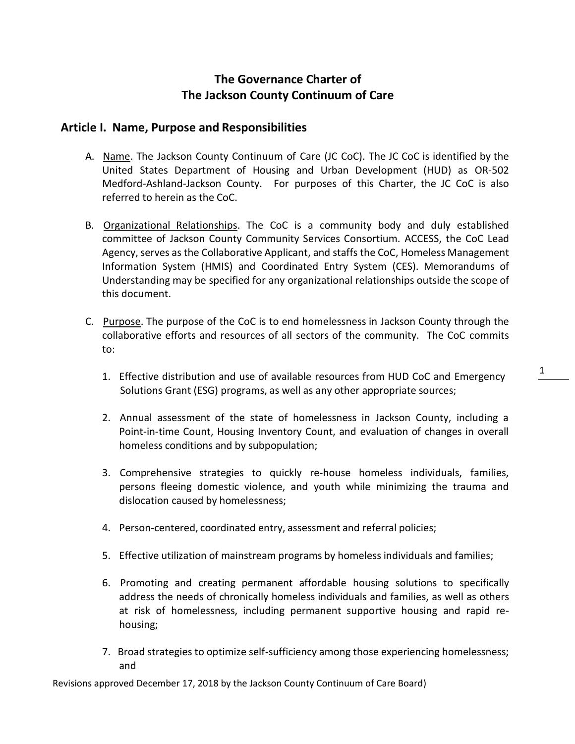# The Governance Charter of The Jackson County Continuum of Care

## Article I. Name, Purpose and Responsibilities

A. Name. The Jackson County Continuum of Care (JC CoC). The JC CoC is identified by the United States Department of Housing and Urban Development (HUD) as OR-502 Medford-Ashland-Jackson County. For purposes of this Charter, the JC CoC is also referred to herein as the CoC.

B. Organizational Relationships. The CoC is a community body and duly established committee of Jackson County Community Services Consortium. ACCESS, the CoC Lead Agency, serves as the Collaborative Applicant, and staffs the CoC, Homeless Management Information System (HMIS) and Coordinated Entry System (CES). Memorandums of Understanding may be specified for any organizational relationships outside the scope of this document.

C. Purpose. The purpose of the CoC is to end homelessness in Jackson County through the collaborative efforts and resources of all sectors of the community. The CoC commits to:

1. Effective distribution and use of available resources from HUD CoC and Emergency Solutions Grant (ESG) programs, as well as any other appropriate sources;

2. Annual assessment of the state of homelessness in Jackson County, including a Point-in-time Count, Housing Inventory Count, and evaluation of changes in overall homeless conditions and by subpopulation;

3. Comprehensive strategies to quickly re-house homeless individuals, families, persons fleeing domestic violence, and youth while minimizing the trauma and dislocation caused by homelessness;

4. Person-centered, coordinated entry, assessment and referral policies;

5. Effective utilization of mainstream programs by homeless individuals and families;

6. Promoting and creating permanent affordable housing solutions to specifically address the needs of chronically homeless individuals and families, as well as others at risk of homelessness, including permanent supportive housing and rapid re-housing;

7. Broad strategies to optimize self-sufficiency among those experiencing homelessness; and

Revisions approved December 17, 2018 by the Jackson County Continuum of Care Board)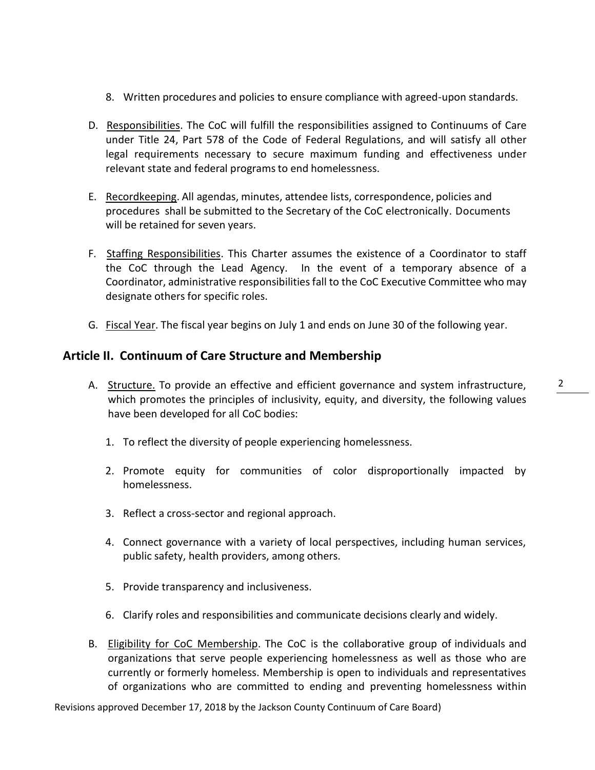8. Written procedures and policies to ensure compliance with agreed-upon standards.

D. Responsibilities. The CoC will fulfill the responsibilities assigned to Continuums of Care under Title 24, Part 578 of the Code of Federal Regulations, and will satisfy all other legal requirements necessary to secure maximum funding and effectiveness under relevant state and federal programs to end homelessness.

E. Recordkeeping. All agendas, minutes, attendee lists, correspondence, policies and procedures shall be submitted to the Secretary of the CoC electronically. Documents will be retained for seven years.

F. Staffing Responsibilities. This Charter assumes the existence of a Coordinator to staff the CoC through the Lead Agency. In the event of a temporary absence of a Coordinator, administrative responsibilities fall to the CoC Executive Committee who may designate others for specific roles.

G. Fiscal Year. The fiscal year begins on July 1 and ends on June 30 of the following year.

## Article II. Continuum of Care Structure and Membership

A. Structure. To provide an effective and efficient governance and system infrastructure, which promotes the principles of inclusivity, equity, and diversity, the following values have been developed for all CoC bodies:

1. To reflect the diversity of people experiencing homelessness.
2. Promote equity for communities of color disproportionally impacted by homelessness.
3. Reflect a cross-sector and regional approach.
4. Connect governance with a variety of local perspectives, including human services, public safety, health providers, among others.
5. Provide transparency and inclusiveness.
6. Clarify roles and responsibilities and communicate decisions clearly and widely.

B. Eligibility for CoC Membership. The CoC is the collaborative group of individuals and organizations that serve people experiencing homelessness as well as those who are currently or formerly homeless. Membership is open to individuals and representatives of organizations who are committed to ending and preventing homelessness within

Revisions approved December 17, 2018 by the Jackson County Continuum of Care Board)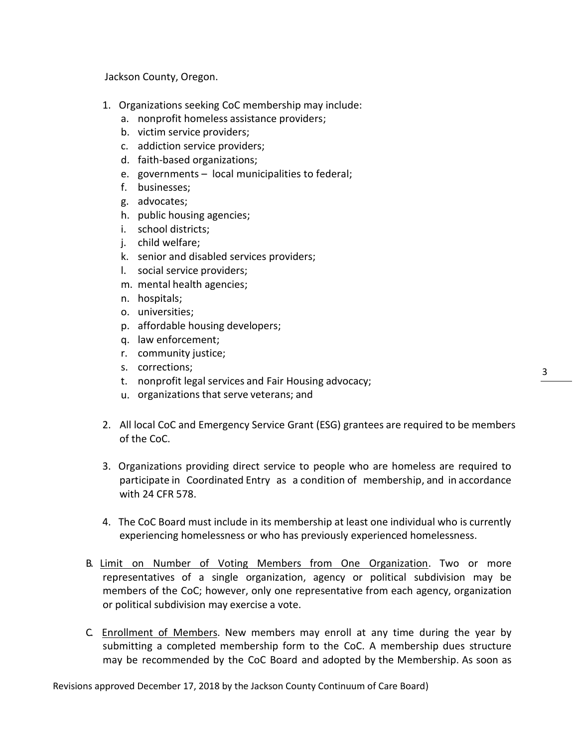Jackson County, Oregon.

1. Organizations seeking CoC membership may include:
   a. nonprofit homeless assistance providers;
   b. victim service providers;
   c. addiction service providers;
   d. faith-based organizations;
   e. governments – local municipalities to federal;
   f. businesses;
   g. advocates;
   h. public housing agencies;
   i. school districts;
   j. child welfare;
   k. senior and disabled services providers;
   l. social service providers;
   m. mental health agencies;
   n. hospitals;
   o. universities;
   p. affordable housing developers;
   q. law enforcement;
   r. community justice;
   s. corrections;
   t. nonprofit legal services and Fair Housing advocacy;
   u. organizations that serve veterans; and

2. All local CoC and Emergency Service Grant (ESG) grantees are required to be members of the CoC.

3. Organizations providing direct service to people who are homeless are required to participate in Coordinated Entry as a condition of membership, and in accordance with 24 CFR 578.

4. The CoC Board must include in its membership at least one individual who is currently experiencing homelessness or who has previously experienced homelessness.

B. <u>Limit on Number of Voting Members from One Organization</u>. Two or more representatives of a single organization, agency or political subdivision may be members of the CoC; however, only one representative from each agency, organization or political subdivision may exercise a vote.

C. <u>Enrollment of Members</u>. New members may enroll at any time during the year by submitting a completed membership form to the CoC. A membership dues structure may be recommended by the CoC Board and adopted by the Membership. As soon as

Revisions approved December 17, 2018 by the Jackson County Continuum of Care Board)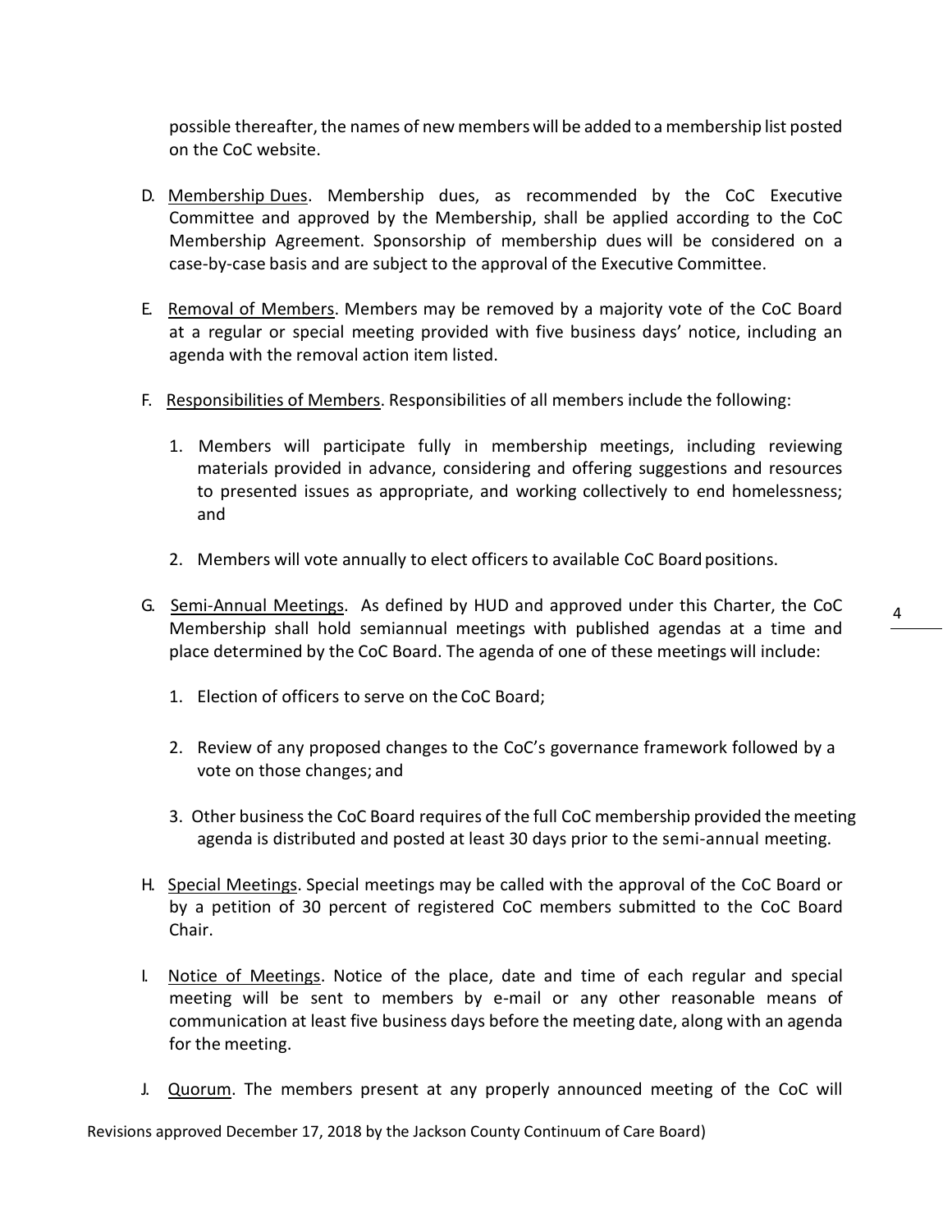possible thereafter, the names of new members will be added to a membership list posted on the CoC website.

D. Membership Dues. Membership dues, as recommended by the CoC Executive Committee and approved by the Membership, shall be applied according to the CoC Membership Agreement. Sponsorship of membership dues will be considered on a case-by-case basis and are subject to the approval of the Executive Committee.

E. Removal of Members. Members may be removed by a majority vote of the CoC Board at a regular or special meeting provided with five business days' notice, including an agenda with the removal action item listed.

F. Responsibilities of Members. Responsibilities of all members include the following:

   1. Members will participate fully in membership meetings, including reviewing materials provided in advance, considering and offering suggestions and resources to presented issues as appropriate, and working collectively to end homelessness; and

   2. Members will vote annually to elect officers to available CoC Board positions.

G. Semi-Annual Meetings. As defined by HUD and approved under this Charter, the CoC Membership shall hold semiannual meetings with published agendas at a time and place determined by the CoC Board. The agenda of one of these meetings will include:

   1. Election of officers to serve on the CoC Board;

   2. Review of any proposed changes to the CoC's governance framework followed by a vote on those changes; and

   3. Other business the CoC Board requires of the full CoC membership provided the meeting agenda is distributed and posted at least 30 days prior to the semi-annual meeting.

H. Special Meetings. Special meetings may be called with the approval of the CoC Board or by a petition of 30 percent of registered CoC members submitted to the CoC Board Chair.

I. Notice of Meetings. Notice of the place, date and time of each regular and special meeting will be sent to members by e-mail or any other reasonable means of communication at least five business days before the meeting date, along with an agenda for the meeting.

J. Quorum. The members present at any properly announced meeting of the CoC will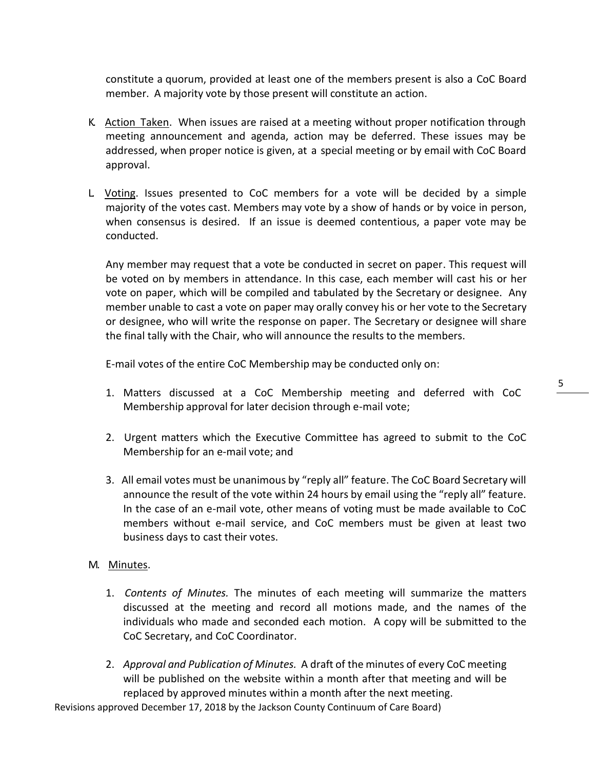constitute a quorum, provided at least one of the members present is also a CoC Board member. A majority vote by those present will constitute an action.

K. <u>Action Taken</u>. When issues are raised at a meeting without proper notification through meeting announcement and agenda, action may be deferred. These issues may be addressed, when proper notice is given, at a special meeting or by email with CoC Board approval.

L. <u>Voting</u>. Issues presented to CoC members for a vote will be decided by a simple majority of the votes cast. Members may vote by a show of hands or by voice in person, when consensus is desired. If an issue is deemed contentious, a paper vote may be conducted.

Any member may request that a vote be conducted in secret on paper. This request will be voted on by members in attendance. In this case, each member will cast his or her vote on paper, which will be compiled and tabulated by the Secretary or designee. Any member unable to cast a vote on paper may orally convey his or her vote to the Secretary or designee, who will write the response on paper. The Secretary or designee will share the final tally with the Chair, who will announce the results to the members.

E-mail votes of the entire CoC Membership may be conducted only on:

1. Matters discussed at a CoC Membership meeting and deferred with CoC Membership approval for later decision through e-mail vote;

2. Urgent matters which the Executive Committee has agreed to submit to the CoC Membership for an e-mail vote; and

3. All email votes must be unanimous by "reply all" feature. The CoC Board Secretary will announce the result of the vote within 24 hours by email using the "reply all" feature. In the case of an e-mail vote, other means of voting must be made available to CoC members without e-mail service, and CoC members must be given at least two business days to cast their votes.

M. <u>Minutes</u>.

1. *Contents of Minutes.* The minutes of each meeting will summarize the matters discussed at the meeting and record all motions made, and the names of the individuals who made and seconded each motion. A copy will be submitted to the CoC Secretary, and CoC Coordinator.

2. *Approval and Publication of Minutes.* A draft of the minutes of every CoC meeting will be published on the website within a month after that meeting and will be replaced by approved minutes within a month after the next meeting.

Revisions approved December 17, 2018 by the Jackson County Continuum of Care Board)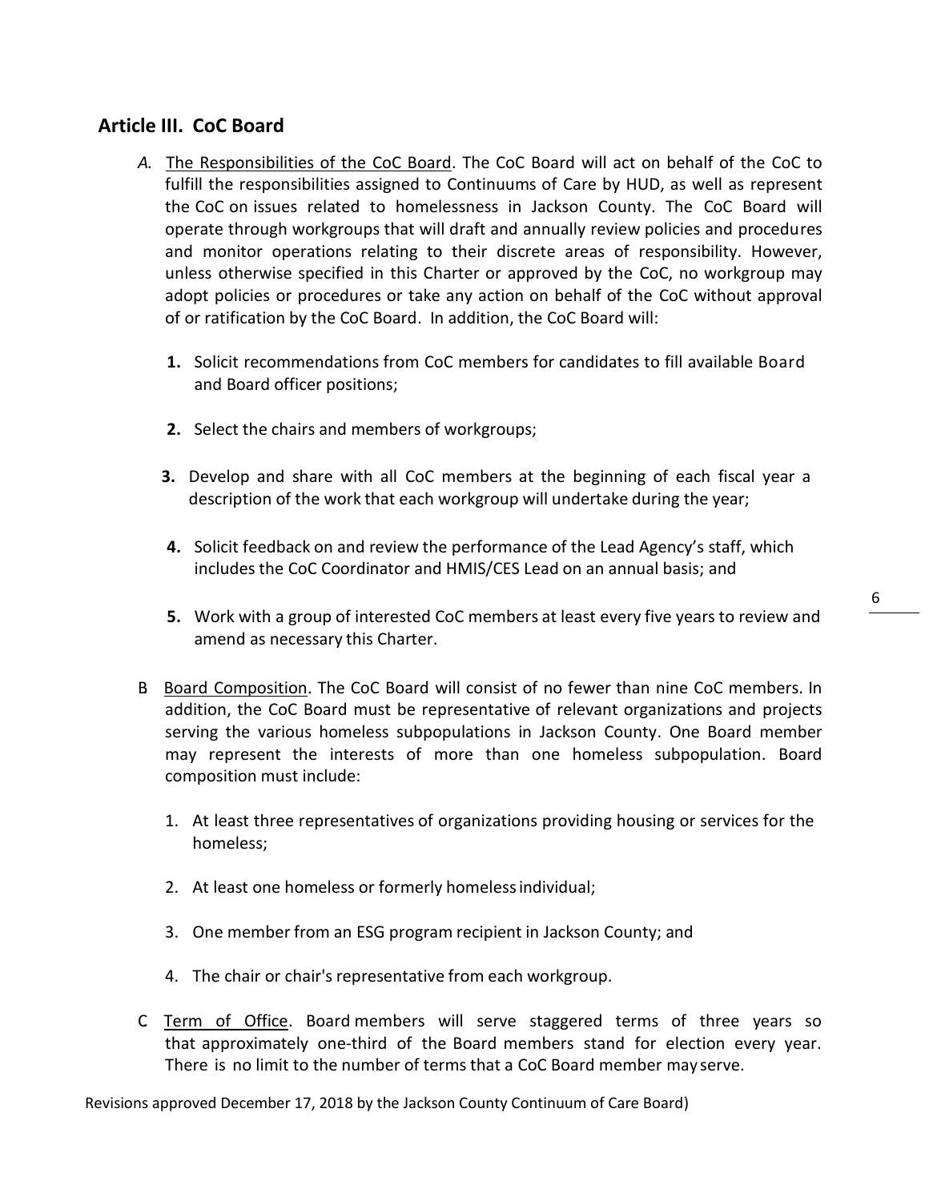## Article III. CoC Board

*A.* The Responsibilities of the CoC Board. The CoC Board will act on behalf of the CoC to fulfill the responsibilities assigned to Continuums of Care by HUD, as well as represent the CoC on issues related to homelessness in Jackson County. The CoC Board will operate through workgroups that will draft and annually review policies and procedures and monitor operations relating to their discrete areas of responsibility. However, unless otherwise specified in this Charter or approved by the CoC, no workgroup may adopt policies or procedures or take any action on behalf of the CoC without approval of or ratification by the CoC Board. In addition, the CoC Board will:

**1.** Solicit recommendations from CoC members for candidates to fill available Board and Board officer positions;

**2.** Select the chairs and members of workgroups;

**3.** Develop and share with all CoC members at the beginning of each fiscal year a description of the work that each workgroup will undertake during the year;

**4.** Solicit feedback on and review the performance of the Lead Agency's staff, which includes the CoC Coordinator and HMIS/CES Lead on an annual basis; and

**5.** Work with a group of interested CoC members at least every five years to review and amend as necessary this Charter.

B Board Composition. The CoC Board will consist of no fewer than nine CoC members. In addition, the CoC Board must be representative of relevant organizations and projects serving the various homeless subpopulations in Jackson County. One Board member may represent the interests of more than one homeless subpopulation. Board composition must include:

1. At least three representatives of organizations providing housing or services for the homeless;
2. At least one homeless or formerly homeless individual;
3. One member from an ESG program recipient in Jackson County; and
4. The chair or chair's representative from each workgroup.

C Term of Office. Board members will serve staggered terms of three years so that approximately one-third of the Board members stand for election every year. There is no limit to the number of terms that a CoC Board member may serve.

Revisions approved December 17, 2018 by the Jackson County Continuum of Care Board)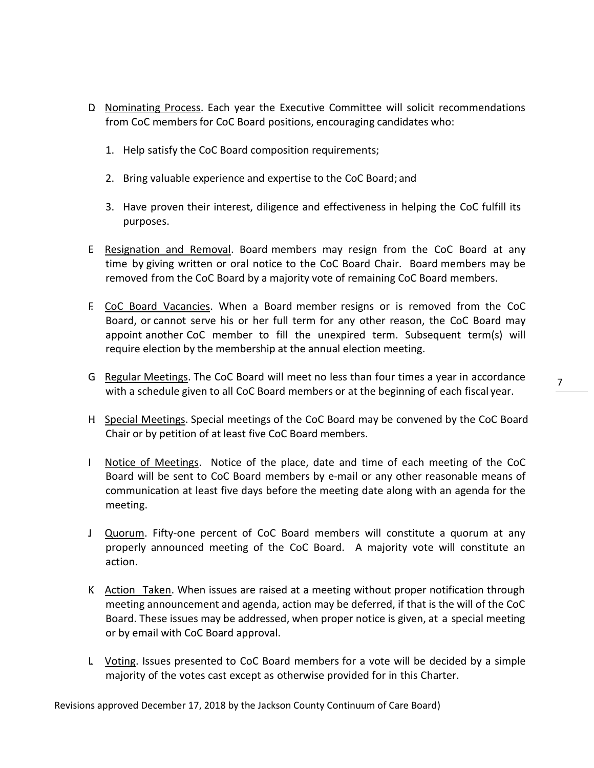D. Nominating Process. Each year the Executive Committee will solicit recommendations from CoC members for CoC Board positions, encouraging candidates who:

   1. Help satisfy the CoC Board composition requirements;

   2. Bring valuable experience and expertise to the CoC Board; and

   3. Have proven their interest, diligence and effectiveness in helping the CoC fulfill its purposes.

E. Resignation and Removal. Board members may resign from the CoC Board at any time by giving written or oral notice to the CoC Board Chair. Board members may be removed from the CoC Board by a majority vote of remaining CoC Board members.

F. CoC Board Vacancies. When a Board member resigns or is removed from the CoC Board, or cannot serve his or her full term for any other reason, the CoC Board may appoint another CoC member to fill the unexpired term. Subsequent term(s) will require election by the membership at the annual election meeting.

G. Regular Meetings. The CoC Board will meet no less than four times a year in accordance with a schedule given to all CoC Board members or at the beginning of each fiscal year.

H. Special Meetings. Special meetings of the CoC Board may be convened by the CoC Board Chair or by petition of at least five CoC Board members.

I. Notice of Meetings. Notice of the place, date and time of each meeting of the CoC Board will be sent to CoC Board members by e-mail or any other reasonable means of communication at least five days before the meeting date along with an agenda for the meeting.

J. Quorum. Fifty-one percent of CoC Board members will constitute a quorum at any properly announced meeting of the CoC Board. A majority vote will constitute an action.

K. Action Taken. When issues are raised at a meeting without proper notification through meeting announcement and agenda, action may be deferred, if that is the will of the CoC Board. These issues may be addressed, when proper notice is given, at a special meeting or by email with CoC Board approval.

L. Voting. Issues presented to CoC Board members for a vote will be decided by a simple majority of the votes cast except as otherwise provided for in this Charter.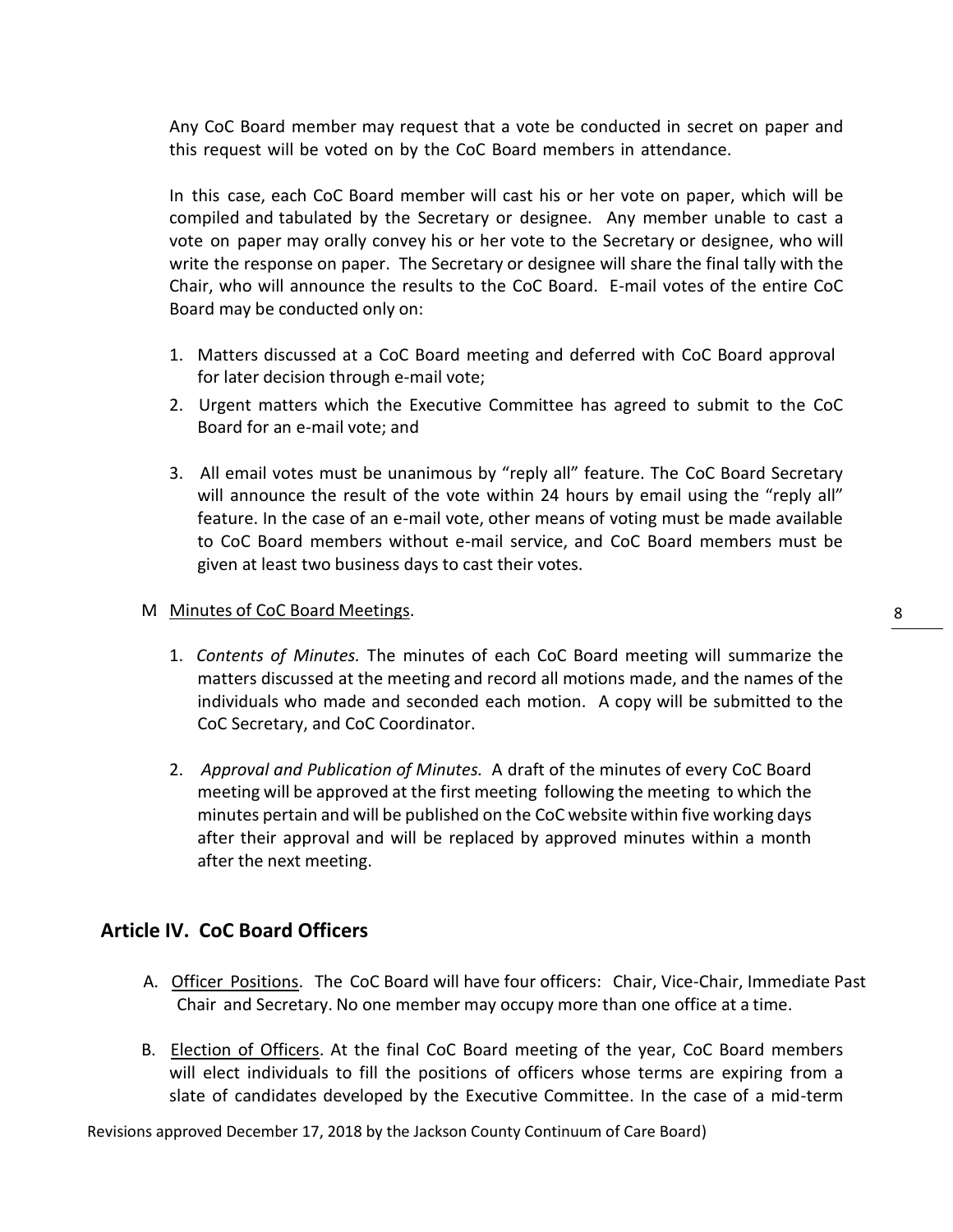Any CoC Board member may request that a vote be conducted in secret on paper and this request will be voted on by the CoC Board members in attendance.

In this case, each CoC Board member will cast his or her vote on paper, which will be compiled and tabulated by the Secretary or designee. Any member unable to cast a vote on paper may orally convey his or her vote to the Secretary or designee, who will write the response on paper. The Secretary or designee will share the final tally with the Chair, who will announce the results to the CoC Board. E-mail votes of the entire CoC Board may be conducted only on:

1. Matters discussed at a CoC Board meeting and deferred with CoC Board approval for later decision through e-mail vote;
2. Urgent matters which the Executive Committee has agreed to submit to the CoC Board for an e-mail vote; and
3. All email votes must be unanimous by "reply all" feature. The CoC Board Secretary will announce the result of the vote within 24 hours by email using the "reply all" feature. In the case of an e-mail vote, other means of voting must be made available to CoC Board members without e-mail service, and CoC Board members must be given at least two business days to cast their votes.

M <u>Minutes of CoC Board Meetings</u>.

1. *Contents of Minutes.* The minutes of each CoC Board meeting will summarize the matters discussed at the meeting and record all motions made, and the names of the individuals who made and seconded each motion. A copy will be submitted to the CoC Secretary, and CoC Coordinator.
2. *Approval and Publication of Minutes.* A draft of the minutes of every CoC Board meeting will be approved at the first meeting following the meeting to which the minutes pertain and will be published on the CoC website within five working days after their approval and will be replaced by approved minutes within a month after the next meeting.

## Article IV. CoC Board Officers

A. <u>Officer Positions</u>. The CoC Board will have four officers: Chair, Vice-Chair, Immediate Past Chair and Secretary. No one member may occupy more than one office at a time.

B. <u>Election of Officers</u>. At the final CoC Board meeting of the year, CoC Board members will elect individuals to fill the positions of officers whose terms are expiring from a slate of candidates developed by the Executive Committee. In the case of a mid-term

Revisions approved December 17, 2018 by the Jackson County Continuum of Care Board)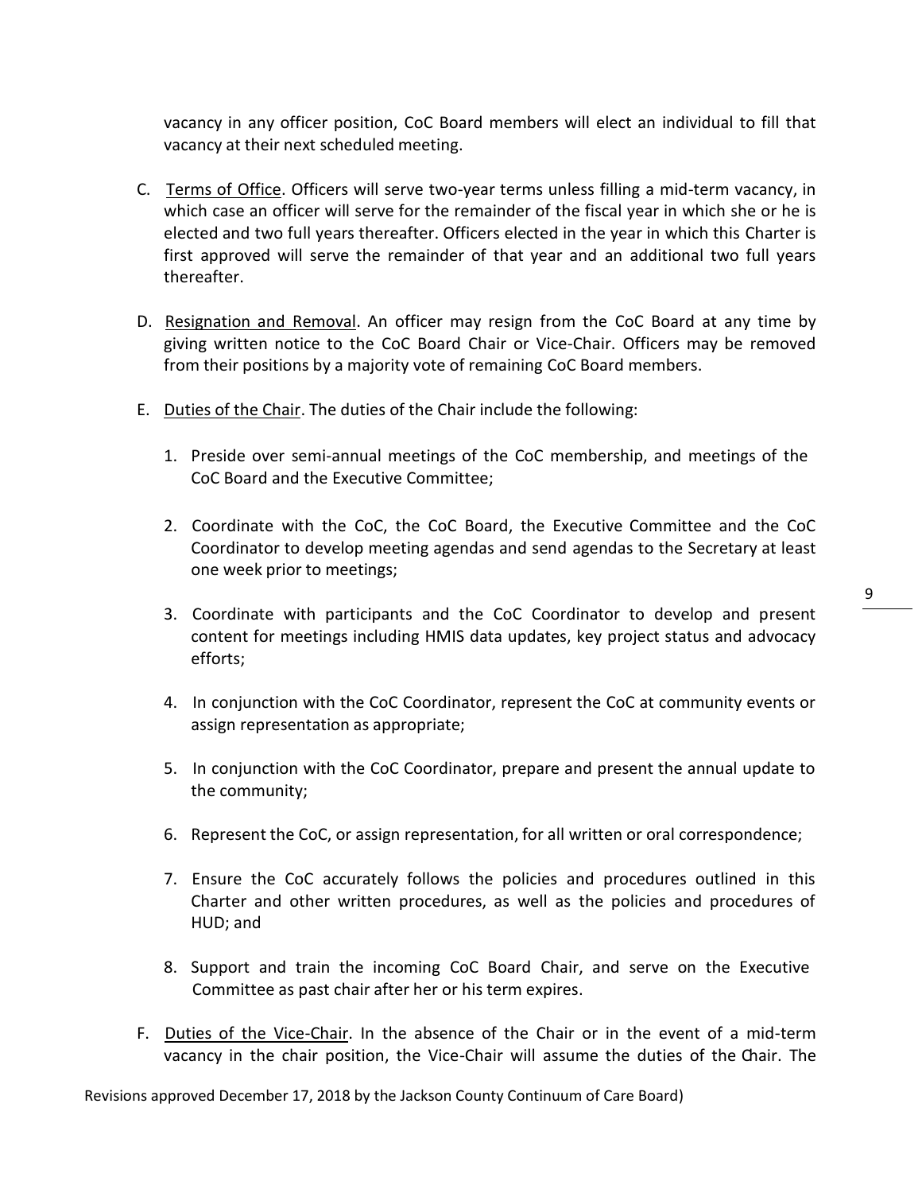vacancy in any officer position, CoC Board members will elect an individual to fill that vacancy at their next scheduled meeting.

C. Terms of Office. Officers will serve two-year terms unless filling a mid-term vacancy, in which case an officer will serve for the remainder of the fiscal year in which she or he is elected and two full years thereafter. Officers elected in the year in which this Charter is first approved will serve the remainder of that year and an additional two full years thereafter.

D. Resignation and Removal. An officer may resign from the CoC Board at any time by giving written notice to the CoC Board Chair or Vice-Chair. Officers may be removed from their positions by a majority vote of remaining CoC Board members.

E. Duties of the Chair. The duties of the Chair include the following:

   1. Preside over semi-annual meetings of the CoC membership, and meetings of the CoC Board and the Executive Committee;

   2. Coordinate with the CoC, the CoC Board, the Executive Committee and the CoC Coordinator to develop meeting agendas and send agendas to the Secretary at least one week prior to meetings;

   3. Coordinate with participants and the CoC Coordinator to develop and present content for meetings including HMIS data updates, key project status and advocacy efforts;

   4. In conjunction with the CoC Coordinator, represent the CoC at community events or assign representation as appropriate;

   5. In conjunction with the CoC Coordinator, prepare and present the annual update to the community;

   6. Represent the CoC, or assign representation, for all written or oral correspondence;

   7. Ensure the CoC accurately follows the policies and procedures outlined in this Charter and other written procedures, as well as the policies and procedures of HUD; and

   8. Support and train the incoming CoC Board Chair, and serve on the Executive Committee as past chair after her or his term expires.

F. Duties of the Vice-Chair. In the absence of the Chair or in the event of a mid-term vacancy in the chair position, the Vice-Chair will assume the duties of the Chair. The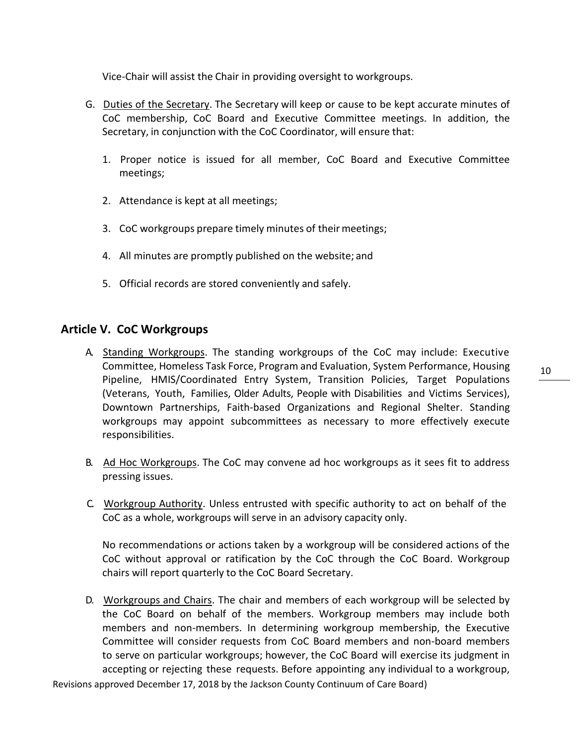Vice-Chair will assist the Chair in providing oversight to workgroups.

G. Duties of the Secretary. The Secretary will keep or cause to be kept accurate minutes of CoC membership, CoC Board and Executive Committee meetings. In addition, the Secretary, in conjunction with the CoC Coordinator, will ensure that:

   1. Proper notice is issued for all member, CoC Board and Executive Committee meetings;

   2. Attendance is kept at all meetings;

   3. CoC workgroups prepare timely minutes of their meetings;

   4. All minutes are promptly published on the website; and

   5. Official records are stored conveniently and safely.

## Article V. CoC Workgroups

A. Standing Workgroups. The standing workgroups of the CoC may include: Executive Committee, Homeless Task Force, Program and Evaluation, System Performance, Housing Pipeline, HMIS/Coordinated Entry System, Transition Policies, Target Populations (Veterans, Youth, Families, Older Adults, People with Disabilities and Victims Services), Downtown Partnerships, Faith-based Organizations and Regional Shelter. Standing workgroups may appoint subcommittees as necessary to more effectively execute responsibilities.

B. Ad Hoc Workgroups. The CoC may convene ad hoc workgroups as it sees fit to address pressing issues.

C. Workgroup Authority. Unless entrusted with specific authority to act on behalf of the CoC as a whole, workgroups will serve in an advisory capacity only.

   No recommendations or actions taken by a workgroup will be considered actions of the CoC without approval or ratification by the CoC through the CoC Board. Workgroup chairs will report quarterly to the CoC Board Secretary.

D. Workgroups and Chairs. The chair and members of each workgroup will be selected by the CoC Board on behalf of the members. Workgroup members may include both members and non-members. In determining workgroup membership, the Executive Committee will consider requests from CoC Board members and non-board members to serve on particular workgroups; however, the CoC Board will exercise its judgment in accepting or rejecting these requests. Before appointing any individual to a workgroup,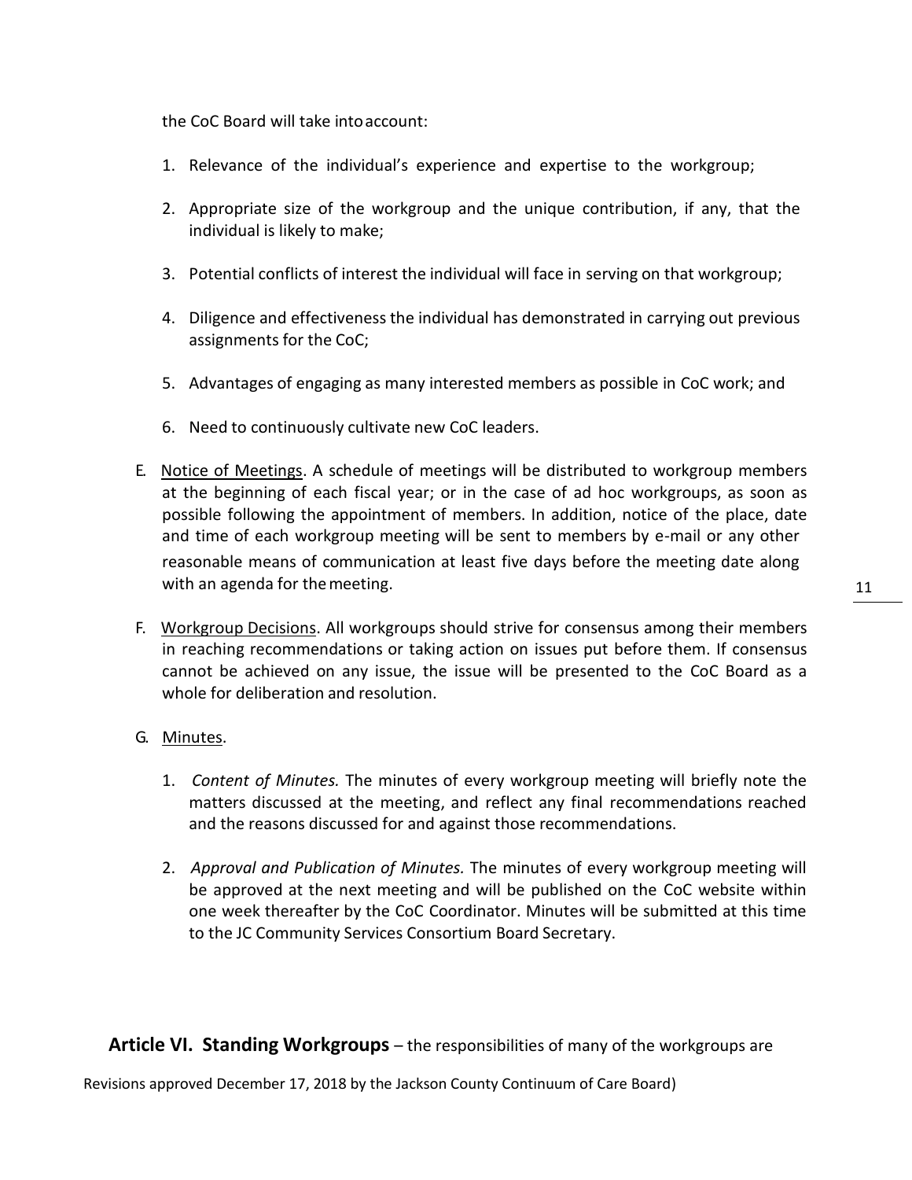the CoC Board will take into account:

1. Relevance of the individual's experience and expertise to the workgroup;

2. Appropriate size of the workgroup and the unique contribution, if any, that the individual is likely to make;

3. Potential conflicts of interest the individual will face in serving on that workgroup;

4. Diligence and effectiveness the individual has demonstrated in carrying out previous assignments for the CoC;

5. Advantages of engaging as many interested members as possible in CoC work; and

6. Need to continuously cultivate new CoC leaders.

E. Notice of Meetings. A schedule of meetings will be distributed to workgroup members at the beginning of each fiscal year; or in the case of ad hoc workgroups, as soon as possible following the appointment of members. In addition, notice of the place, date and time of each workgroup meeting will be sent to members by e-mail or any other reasonable means of communication at least five days before the meeting date along with an agenda for the meeting.

F. Workgroup Decisions. All workgroups should strive for consensus among their members in reaching recommendations or taking action on issues put before them. If consensus cannot be achieved on any issue, the issue will be presented to the CoC Board as a whole for deliberation and resolution.

G. Minutes.

1. *Content of Minutes.* The minutes of every workgroup meeting will briefly note the matters discussed at the meeting, and reflect any final recommendations reached and the reasons discussed for and against those recommendations.

2. *Approval and Publication of Minutes.* The minutes of every workgroup meeting will be approved at the next meeting and will be published on the CoC website within one week thereafter by the CoC Coordinator. Minutes will be submitted at this time to the JC Community Services Consortium Board Secretary.

**Article VI. Standing Workgroups** – the responsibilities of many of the workgroups are

Revisions approved December 17, 2018 by the Jackson County Continuum of Care Board)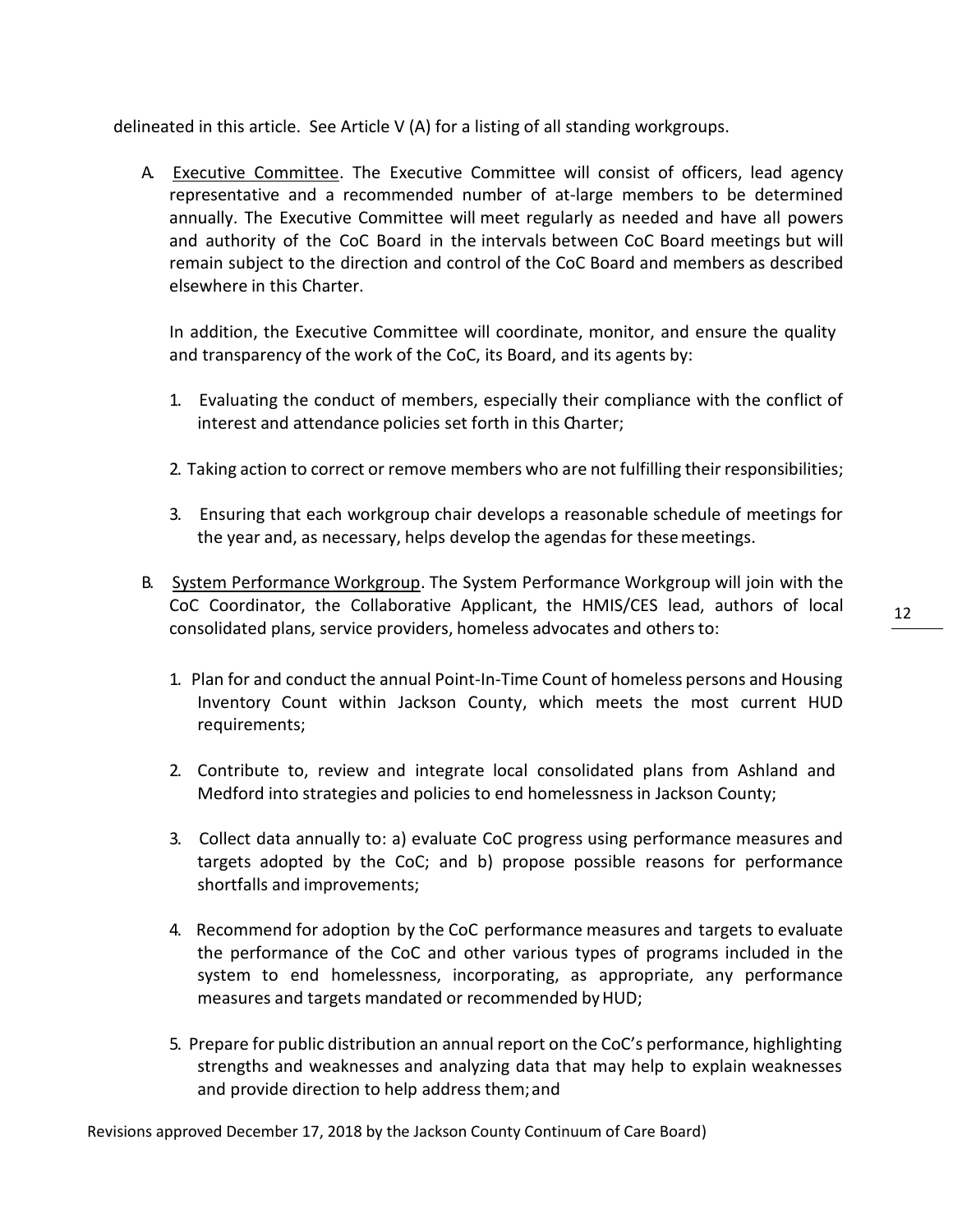delineated in this article. See Article V (A) for a listing of all standing workgroups.

A. <u>Executive Committee</u>. The Executive Committee will consist of officers, lead agency representative and a recommended number of at-large members to be determined annually. The Executive Committee will meet regularly as needed and have all powers and authority of the CoC Board in the intervals between CoC Board meetings but will remain subject to the direction and control of the CoC Board and members as described elsewhere in this Charter.

   In addition, the Executive Committee will coordinate, monitor, and ensure the quality and transparency of the work of the CoC, its Board, and its agents by:

   1. Evaluating the conduct of members, especially their compliance with the conflict of interest and attendance policies set forth in this Charter;

   2. Taking action to correct or remove members who are not fulfilling their responsibilities;

   3. Ensuring that each workgroup chair develops a reasonable schedule of meetings for the year and, as necessary, helps develop the agendas for these meetings.

B. <u>System Performance Workgroup</u>. The System Performance Workgroup will join with the CoC Coordinator, the Collaborative Applicant, the HMIS/CES lead, authors of local consolidated plans, service providers, homeless advocates and others to:

   1. Plan for and conduct the annual Point-In-Time Count of homeless persons and Housing Inventory Count within Jackson County, which meets the most current HUD requirements;

   2. Contribute to, review and integrate local consolidated plans from Ashland and Medford into strategies and policies to end homelessness in Jackson County;

   3. Collect data annually to: a) evaluate CoC progress using performance measures and targets adopted by the CoC; and b) propose possible reasons for performance shortfalls and improvements;

   4. Recommend for adoption by the CoC performance measures and targets to evaluate the performance of the CoC and other various types of programs included in the system to end homelessness, incorporating, as appropriate, any performance measures and targets mandated or recommended by HUD;

   5. Prepare for public distribution an annual report on the CoC's performance, highlighting strengths and weaknesses and analyzing data that may help to explain weaknesses and provide direction to help address them; and

Revisions approved December 17, 2018 by the Jackson County Continuum of Care Board)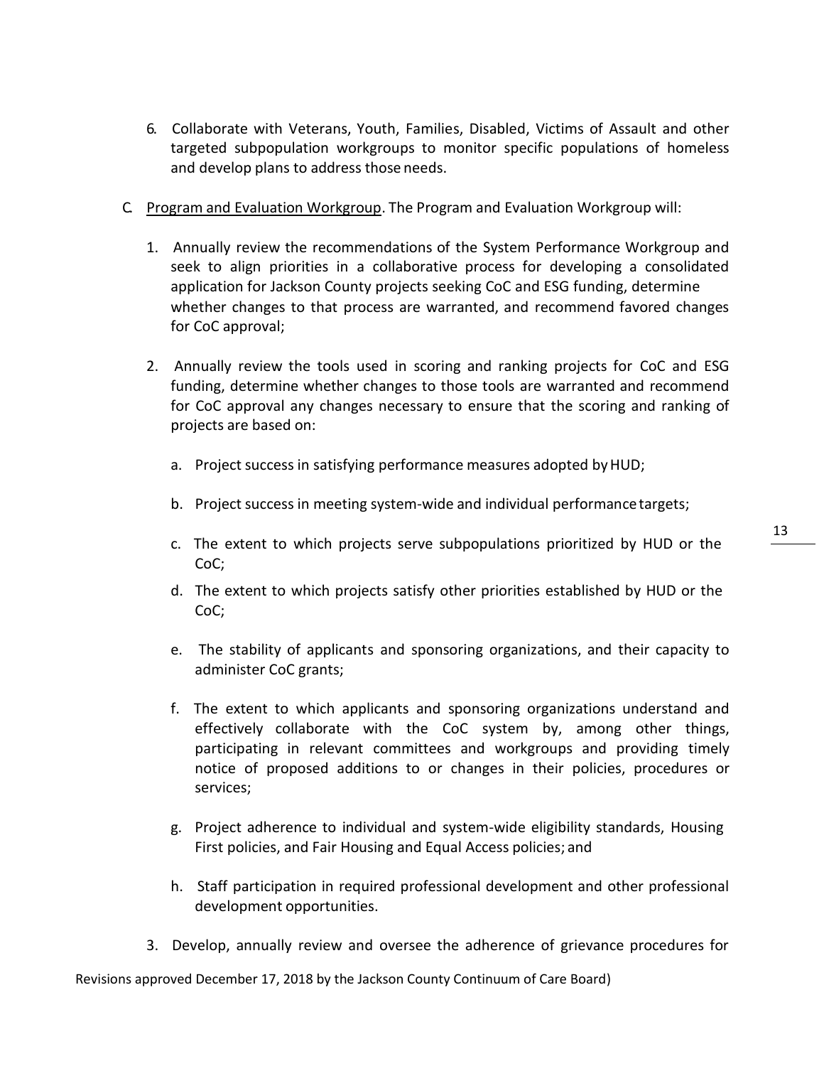6. Collaborate with Veterans, Youth, Families, Disabled, Victims of Assault and other targeted subpopulation workgroups to monitor specific populations of homeless and develop plans to address those needs.

C. Program and Evaluation Workgroup. The Program and Evaluation Workgroup will:

   1. Annually review the recommendations of the System Performance Workgroup and seek to align priorities in a collaborative process for developing a consolidated application for Jackson County projects seeking CoC and ESG funding, determine whether changes to that process are warranted, and recommend favored changes for CoC approval;

   2. Annually review the tools used in scoring and ranking projects for CoC and ESG funding, determine whether changes to those tools are warranted and recommend for CoC approval any changes necessary to ensure that the scoring and ranking of projects are based on:

      a. Project success in satisfying performance measures adopted by HUD;

      b. Project success in meeting system-wide and individual performance targets;

      c. The extent to which projects serve subpopulations prioritized by HUD or the CoC;

      d. The extent to which projects satisfy other priorities established by HUD or the CoC;

      e. The stability of applicants and sponsoring organizations, and their capacity to administer CoC grants;

      f. The extent to which applicants and sponsoring organizations understand and effectively collaborate with the CoC system by, among other things, participating in relevant committees and workgroups and providing timely notice of proposed additions to or changes in their policies, procedures or services;

      g. Project adherence to individual and system-wide eligibility standards, Housing First policies, and Fair Housing and Equal Access policies; and

      h. Staff participation in required professional development and other professional development opportunities.

   3. Develop, annually review and oversee the adherence of grievance procedures for

Revisions approved December 17, 2018 by the Jackson County Continuum of Care Board)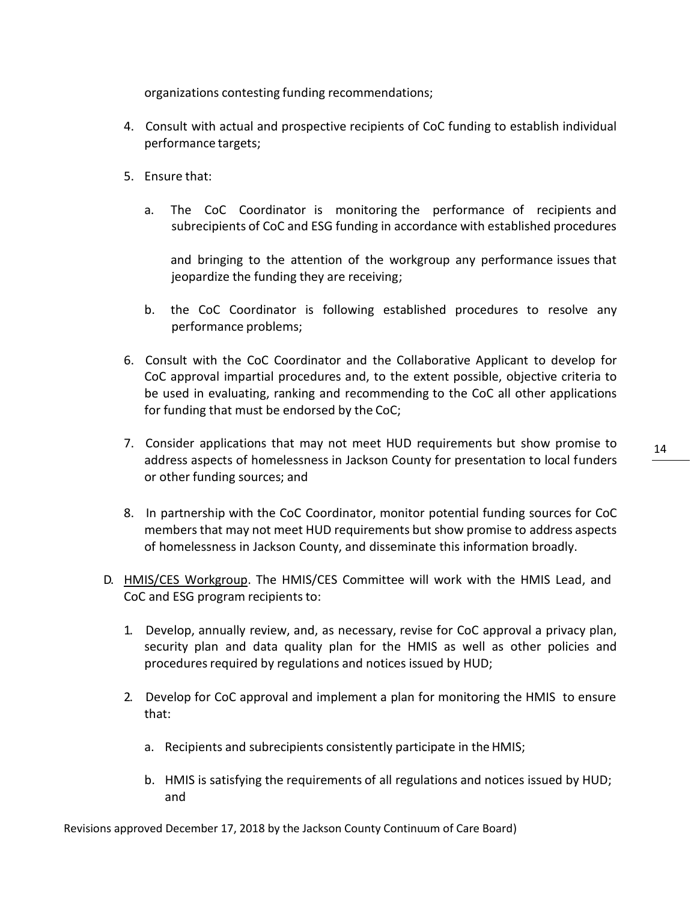organizations contesting funding recommendations;

4. Consult with actual and prospective recipients of CoC funding to establish individual performance targets;

5. Ensure that:

   a. The CoC Coordinator is monitoring the performance of recipients and subrecipients of CoC and ESG funding in accordance with established procedures

      and bringing to the attention of the workgroup any performance issues that jeopardize the funding they are receiving;

   b. the CoC Coordinator is following established procedures to resolve any performance problems;

6. Consult with the CoC Coordinator and the Collaborative Applicant to develop for CoC approval impartial procedures and, to the extent possible, objective criteria to be used in evaluating, ranking and recommending to the CoC all other applications for funding that must be endorsed by the CoC;

7. Consider applications that may not meet HUD requirements but show promise to address aspects of homelessness in Jackson County for presentation to local funders or other funding sources; and

8. In partnership with the CoC Coordinator, monitor potential funding sources for CoC members that may not meet HUD requirements but show promise to address aspects of homelessness in Jackson County, and disseminate this information broadly.

D. <u>HMIS/CES Workgroup</u>. The HMIS/CES Committee will work with the HMIS Lead, and CoC and ESG program recipients to:

   1. Develop, annually review, and, as necessary, revise for CoC approval a privacy plan, security plan and data quality plan for the HMIS as well as other policies and procedures required by regulations and notices issued by HUD;

   2. Develop for CoC approval and implement a plan for monitoring the HMIS to ensure that:

      a. Recipients and subrecipients consistently participate in the HMIS;

      b. HMIS is satisfying the requirements of all regulations and notices issued by HUD; and

Revisions approved December 17, 2018 by the Jackson County Continuum of Care Board)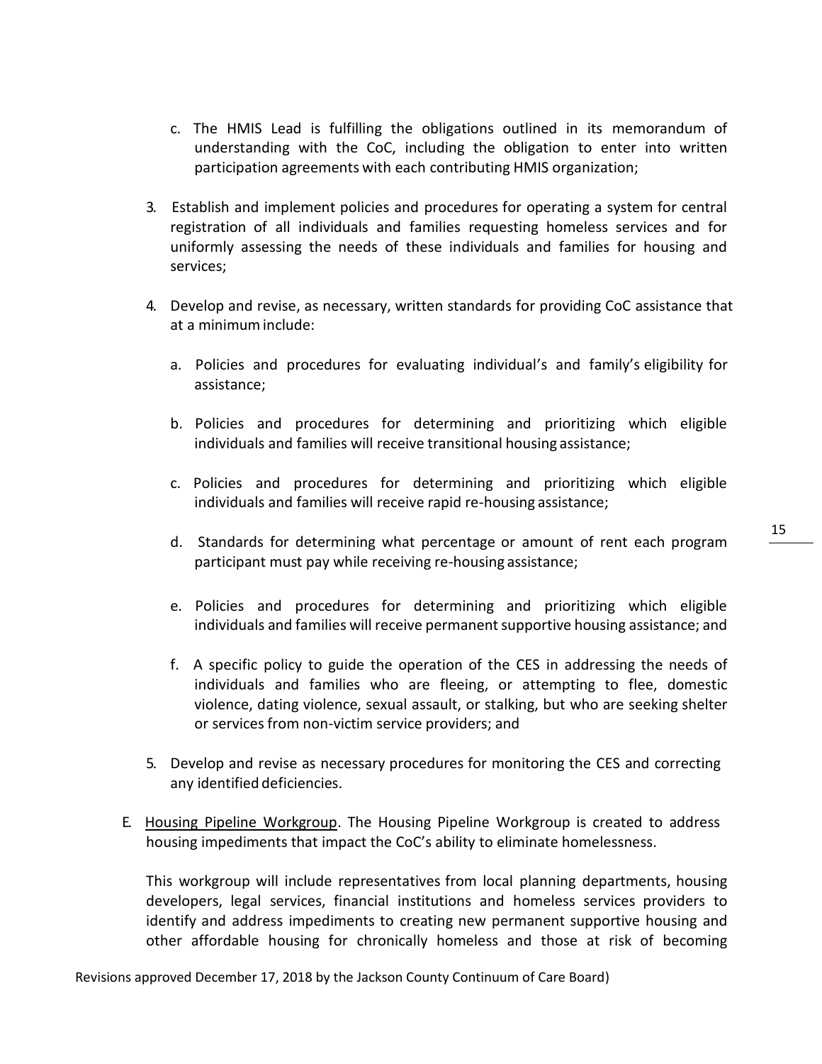c. The HMIS Lead is fulfilling the obligations outlined in its memorandum of understanding with the CoC, including the obligation to enter into written participation agreements with each contributing HMIS organization;

3. Establish and implement policies and procedures for operating a system for central registration of all individuals and families requesting homeless services and for uniformly assessing the needs of these individuals and families for housing and services;

4. Develop and revise, as necessary, written standards for providing CoC assistance that at a minimum include:

   a. Policies and procedures for evaluating individual's and family's eligibility for assistance;

   b. Policies and procedures for determining and prioritizing which eligible individuals and families will receive transitional housing assistance;

   c. Policies and procedures for determining and prioritizing which eligible individuals and families will receive rapid re-housing assistance;

   d. Standards for determining what percentage or amount of rent each program participant must pay while receiving re-housing assistance;

   e. Policies and procedures for determining and prioritizing which eligible individuals and families will receive permanent supportive housing assistance; and

   f. A specific policy to guide the operation of the CES in addressing the needs of individuals and families who are fleeing, or attempting to flee, domestic violence, dating violence, sexual assault, or stalking, but who are seeking shelter or services from non-victim service providers; and

5. Develop and revise as necessary procedures for monitoring the CES and correcting any identified deficiencies.

E. Housing Pipeline Workgroup. The Housing Pipeline Workgroup is created to address housing impediments that impact the CoC's ability to eliminate homelessness.

   This workgroup will include representatives from local planning departments, housing developers, legal services, financial institutions and homeless services providers to identify and address impediments to creating new permanent supportive housing and other affordable housing for chronically homeless and those at risk of becoming

Revisions approved December 17, 2018 by the Jackson County Continuum of Care Board)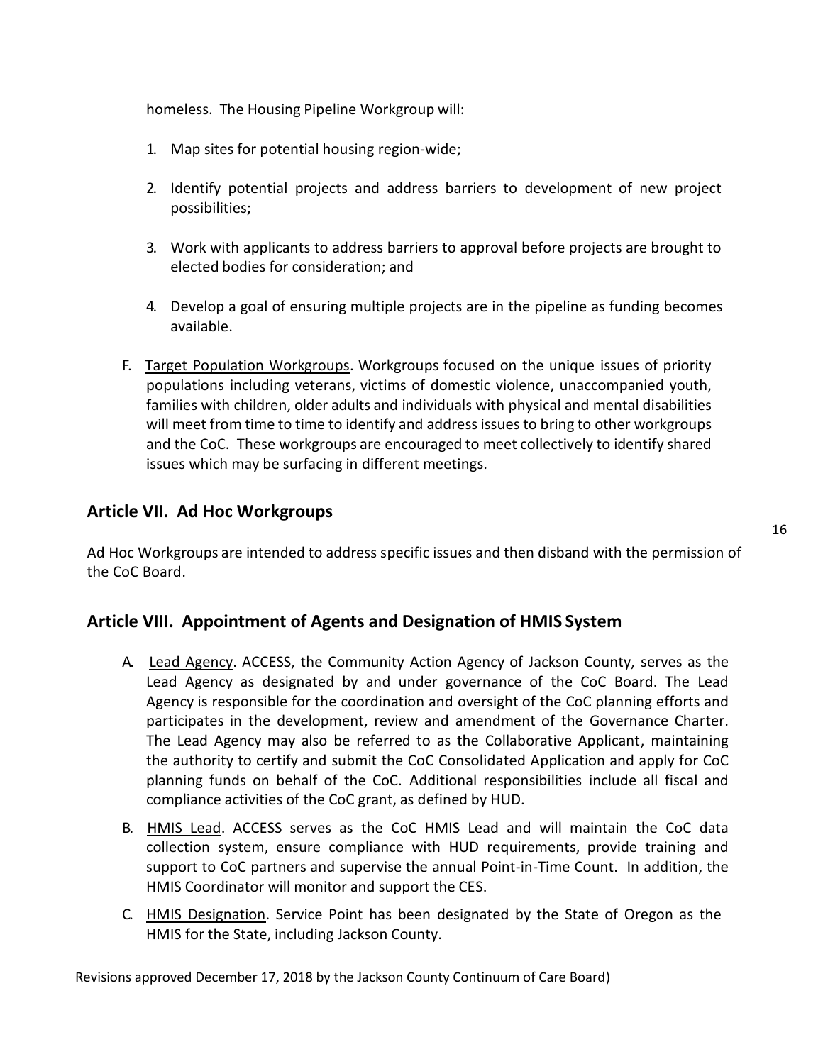homeless. The Housing Pipeline Workgroup will:

1. Map sites for potential housing region-wide;

2. Identify potential projects and address barriers to development of new project possibilities;

3. Work with applicants to address barriers to approval before projects are brought to elected bodies for consideration; and

4. Develop a goal of ensuring multiple projects are in the pipeline as funding becomes available.

F. Target Population Workgroups. Workgroups focused on the unique issues of priority populations including veterans, victims of domestic violence, unaccompanied youth, families with children, older adults and individuals with physical and mental disabilities will meet from time to time to identify and address issues to bring to other workgroups and the CoC. These workgroups are encouraged to meet collectively to identify shared issues which may be surfacing in different meetings.

## Article VII. Ad Hoc Workgroups

Ad Hoc Workgroups are intended to address specific issues and then disband with the permission of the CoC Board.

## Article VIII. Appointment of Agents and Designation of HMIS System

A. Lead Agency. ACCESS, the Community Action Agency of Jackson County, serves as the Lead Agency as designated by and under governance of the CoC Board. The Lead Agency is responsible for the coordination and oversight of the CoC planning efforts and participates in the development, review and amendment of the Governance Charter. The Lead Agency may also be referred to as the Collaborative Applicant, maintaining the authority to certify and submit the CoC Consolidated Application and apply for CoC planning funds on behalf of the CoC. Additional responsibilities include all fiscal and compliance activities of the CoC grant, as defined by HUD.

B. HMIS Lead. ACCESS serves as the CoC HMIS Lead and will maintain the CoC data collection system, ensure compliance with HUD requirements, provide training and support to CoC partners and supervise the annual Point-in-Time Count. In addition, the HMIS Coordinator will monitor and support the CES.

C. HMIS Designation. Service Point has been designated by the State of Oregon as the HMIS for the State, including Jackson County.

Revisions approved December 17, 2018 by the Jackson County Continuum of Care Board)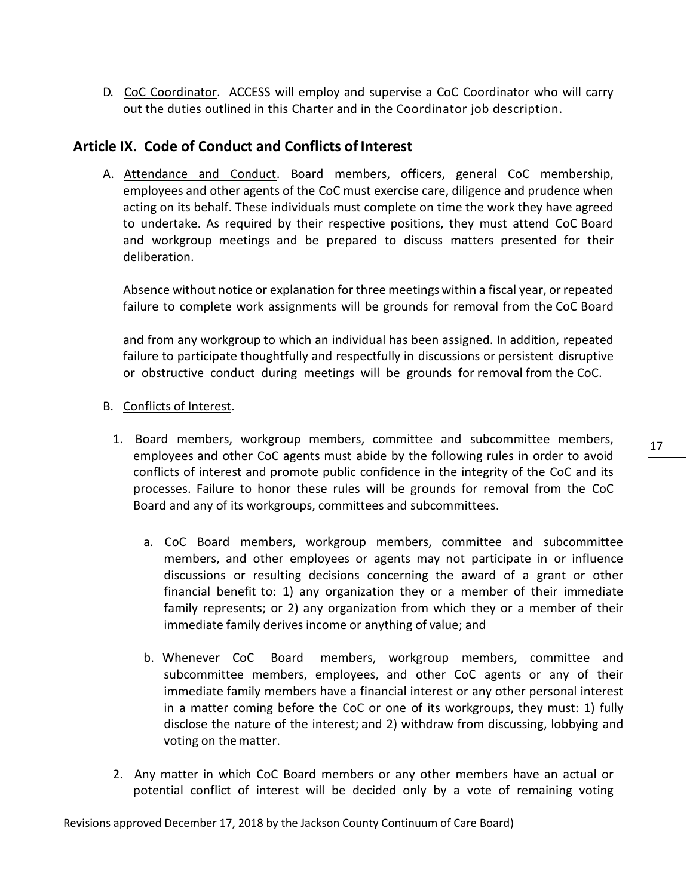D. CoC Coordinator. ACCESS will employ and supervise a CoC Coordinator who will carry out the duties outlined in this Charter and in the Coordinator job description.

## Article IX. Code of Conduct and Conflicts of Interest

A. Attendance and Conduct. Board members, officers, general CoC membership, employees and other agents of the CoC must exercise care, diligence and prudence when acting on its behalf. These individuals must complete on time the work they have agreed to undertake. As required by their respective positions, they must attend CoC Board and workgroup meetings and be prepared to discuss matters presented for their deliberation.

   Absence without notice or explanation for three meetings within a fiscal year, or repeated failure to complete work assignments will be grounds for removal from the CoC Board

   and from any workgroup to which an individual has been assigned. In addition, repeated failure to participate thoughtfully and respectfully in discussions or persistent disruptive or obstructive conduct during meetings will be grounds for removal from the CoC.

B. Conflicts of Interest.

   1. Board members, workgroup members, committee and subcommittee members, employees and other CoC agents must abide by the following rules in order to avoid conflicts of interest and promote public confidence in the integrity of the CoC and its processes. Failure to honor these rules will be grounds for removal from the CoC Board and any of its workgroups, committees and subcommittees.

      a. CoC Board members, workgroup members, committee and subcommittee members, and other employees or agents may not participate in or influence discussions or resulting decisions concerning the award of a grant or other financial benefit to: 1) any organization they or a member of their immediate family represents; or 2) any organization from which they or a member of their immediate family derives income or anything of value; and

      b. Whenever CoC Board members, workgroup members, committee and subcommittee members, employees, and other CoC agents or any of their immediate family members have a financial interest or any other personal interest in a matter coming before the CoC or one of its workgroups, they must: 1) fully disclose the nature of the interest; and 2) withdraw from discussing, lobbying and voting on the matter.

   2. Any matter in which CoC Board members or any other members have an actual or potential conflict of interest will be decided only by a vote of remaining voting

Revisions approved December 17, 2018 by the Jackson County Continuum of Care Board)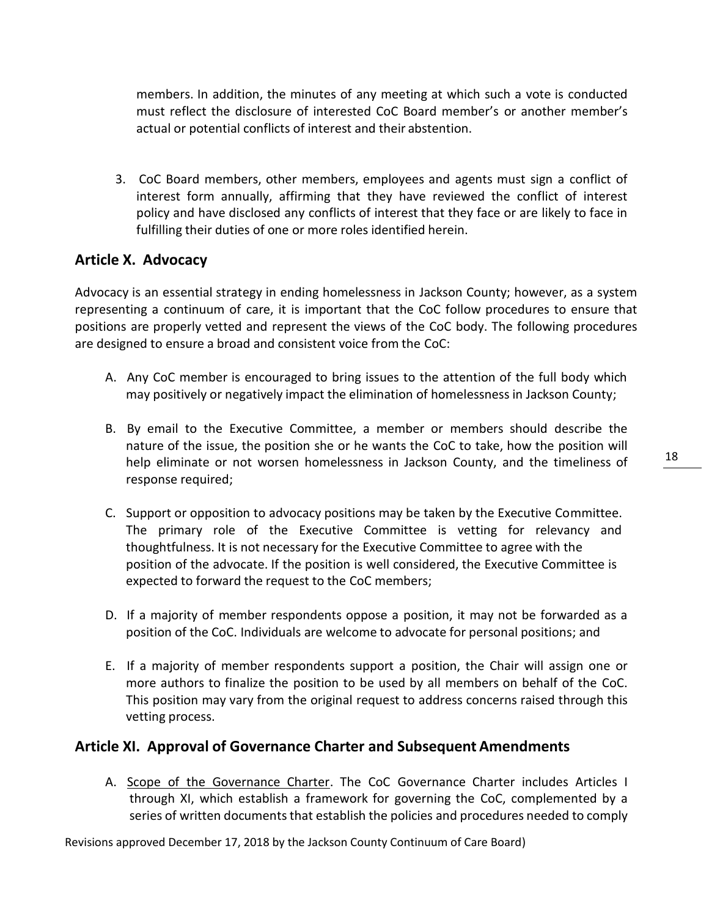members. In addition, the minutes of any meeting at which such a vote is conducted must reflect the disclosure of interested CoC Board member's or another member's actual or potential conflicts of interest and their abstention.

3. CoC Board members, other members, employees and agents must sign a conflict of interest form annually, affirming that they have reviewed the conflict of interest policy and have disclosed any conflicts of interest that they face or are likely to face in fulfilling their duties of one or more roles identified herein.

## Article X. Advocacy

Advocacy is an essential strategy in ending homelessness in Jackson County; however, as a system representing a continuum of care, it is important that the CoC follow procedures to ensure that positions are properly vetted and represent the views of the CoC body. The following procedures are designed to ensure a broad and consistent voice from the CoC:

A. Any CoC member is encouraged to bring issues to the attention of the full body which may positively or negatively impact the elimination of homelessness in Jackson County;

B. By email to the Executive Committee, a member or members should describe the nature of the issue, the position she or he wants the CoC to take, how the position will help eliminate or not worsen homelessness in Jackson County, and the timeliness of response required;

C. Support or opposition to advocacy positions may be taken by the Executive Committee. The primary role of the Executive Committee is vetting for relevancy and thoughtfulness. It is not necessary for the Executive Committee to agree with the position of the advocate. If the position is well considered, the Executive Committee is expected to forward the request to the CoC members;

D. If a majority of member respondents oppose a position, it may not be forwarded as a position of the CoC. Individuals are welcome to advocate for personal positions; and

E. If a majority of member respondents support a position, the Chair will assign one or more authors to finalize the position to be used by all members on behalf of the CoC. This position may vary from the original request to address concerns raised through this vetting process.

## Article XI. Approval of Governance Charter and Subsequent Amendments

A. Scope of the Governance Charter. The CoC Governance Charter includes Articles I through XI, which establish a framework for governing the CoC, complemented by a series of written documents that establish the policies and procedures needed to comply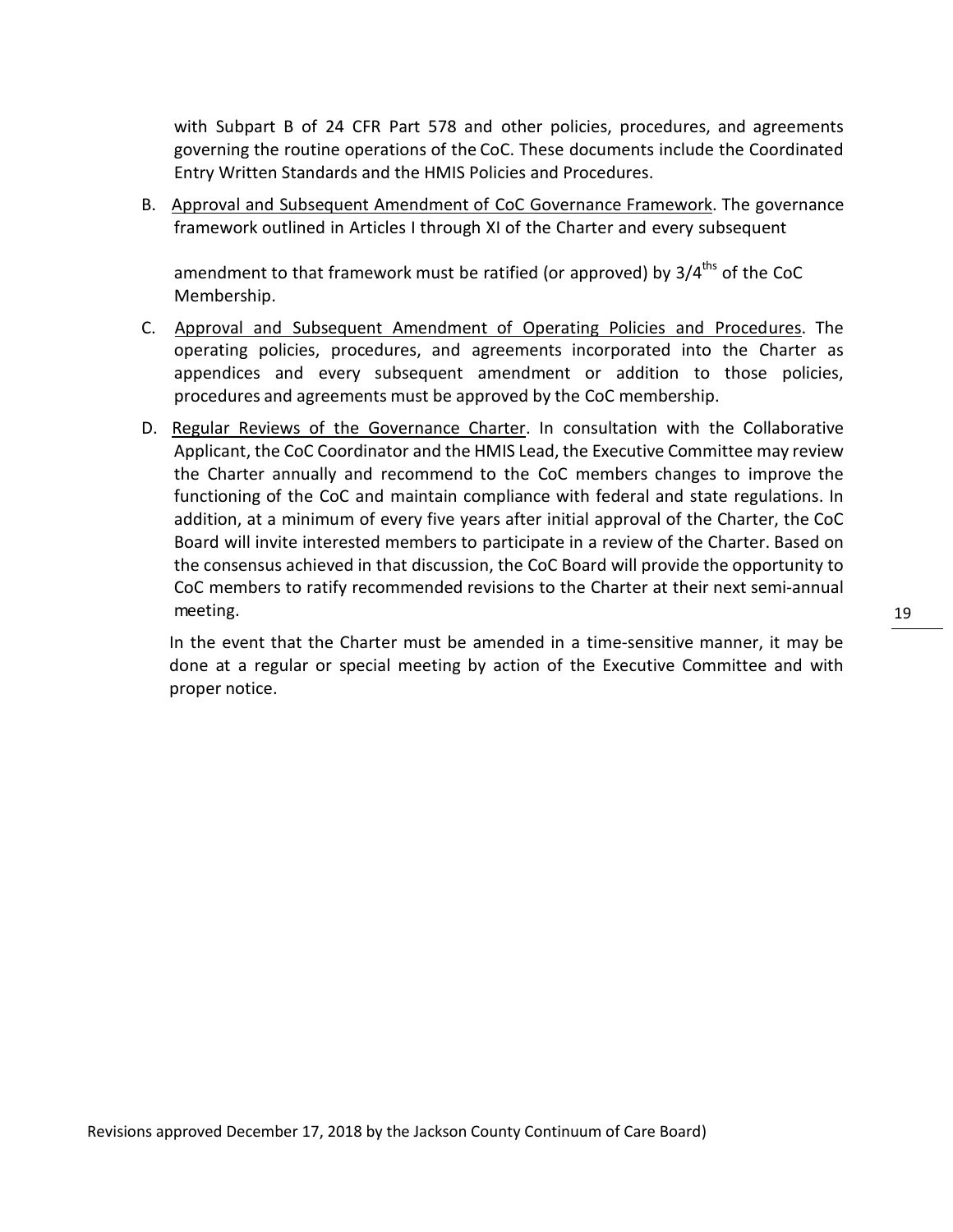with Subpart B of 24 CFR Part 578 and other policies, procedures, and agreements governing the routine operations of the CoC. These documents include the Coordinated Entry Written Standards and the HMIS Policies and Procedures.

B. Approval and Subsequent Amendment of CoC Governance Framework. The governance framework outlined in Articles I through XI of the Charter and every subsequent amendment to that framework must be ratified (or approved) by 3/4[ths] of the CoC Membership.

C. Approval and Subsequent Amendment of Operating Policies and Procedures. The operating policies, procedures, and agreements incorporated into the Charter as appendices and every subsequent amendment or addition to those policies, procedures and agreements must be approved by the CoC membership.

D. Regular Reviews of the Governance Charter. In consultation with the Collaborative Applicant, the CoC Coordinator and the HMIS Lead, the Executive Committee may review the Charter annually and recommend to the CoC members changes to improve the functioning of the CoC and maintain compliance with federal and state regulations. In addition, at a minimum of every five years after initial approval of the Charter, the CoC Board will invite interested members to participate in a review of the Charter. Based on the consensus achieved in that discussion, the CoC Board will provide the opportunity to CoC members to ratify recommended revisions to the Charter at their next semi-annual meeting.

In the event that the Charter must be amended in a time-sensitive manner, it may be done at a regular or special meeting by action of the Executive Committee and with proper notice.

Revisions approved December 17, 2018 by the Jackson County Continuum of Care Board)